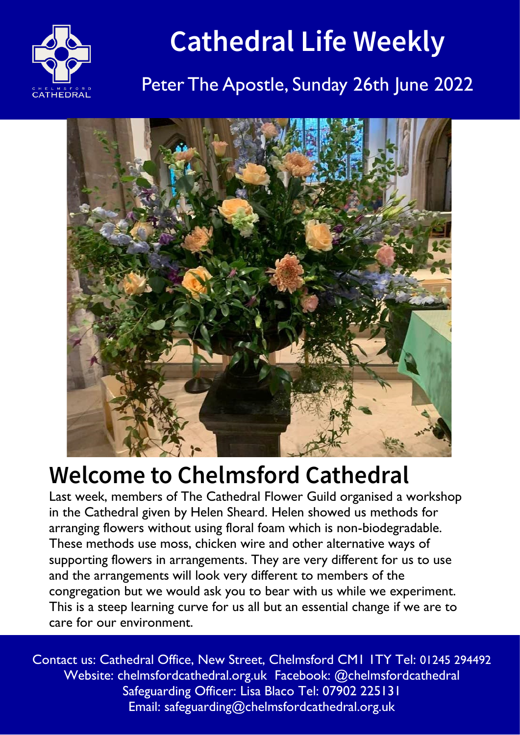# Cathedral Life Weekly

## Peter The Apostle, Sunday 26th June 2022

# Welcome to Chelmsford Cathedral

Last week, members of The Cathedral Flower Guild organised a workshop in the Cathedral given by Helen Sheard. Helen showed us methods for arranging flowers without using floral foam which is non-biodegradable. These methods use moss, chicken wire and other alternative ways of supporting flowers in arrangements. They are very different for us to use and the arrangements will look very different to members of the congregation but we would ask you to bear with us while we experiment. This is a steep learning curve for us all but an essential change if we are to care for our environment.

Contact us: Cathedral Office, New Street, Chelmsford CM1 1TY Tel: 01245 294492
Website: chelmsfordcathedral.org.uk Facebook: @chelmsfordcathedral
Safeguarding Officer: Lisa Blaco Tel: 07902 225131
Email: safeguarding@chelmsfordcathedral.org.uk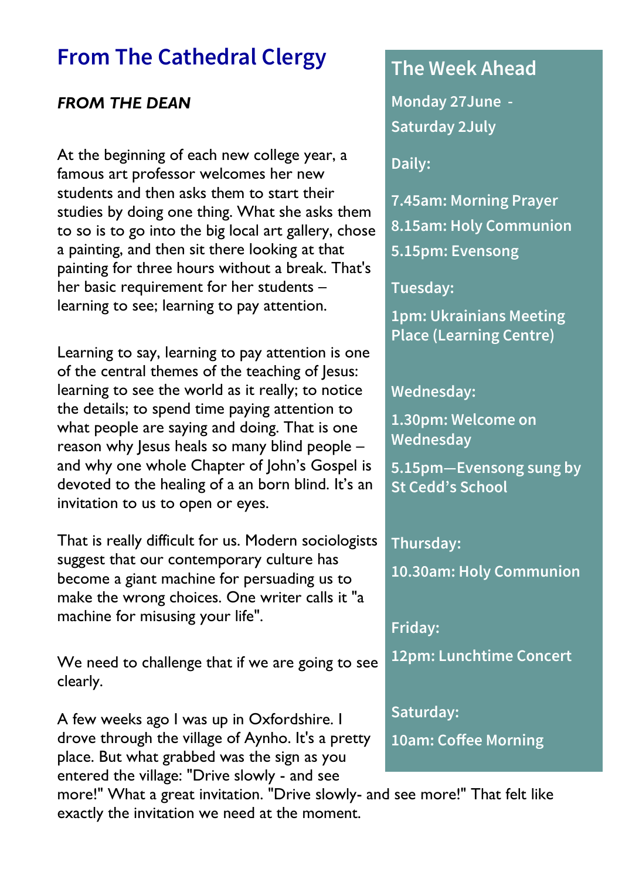# From The Cathedral Clergy

### *FROM THE DEAN*

At the beginning of each new college year, a famous art professor welcomes her new students and then asks them to start their studies by doing one thing. What she asks them to so is to go into the big local art gallery, chose a painting, and then sit there looking at that painting for three hours without a break. That's her basic requirement for her students – learning to see; learning to pay attention.

Learning to say, learning to pay attention is one of the central themes of the teaching of Jesus: learning to see the world as it really; to notice the details; to spend time paying attention to what people are saying and doing. That is one reason why Jesus heals so many blind people – and why one whole Chapter of John's Gospel is devoted to the healing of a an born blind. It's an invitation to us to open or eyes.

That is really difficult for us. Modern sociologists suggest that our contemporary culture has become a giant machine for persuading us to make the wrong choices. One writer calls it "a machine for misusing your life".

We need to challenge that if we are going to see clearly.

A few weeks ago I was up in Oxfordshire. I drove through the village of Aynho. It's a pretty place. But what grabbed was the sign as you entered the village: "Drive slowly - and see more!" What a great invitation. "Drive slowly- and see more!" That felt like exactly the invitation we need at the moment.

## The Week Ahead

**Monday 27June - Saturday 2July**

**Daily:**

**7.45am: Morning Prayer**
**8.15am: Holy Communion**
**5.15pm: Evensong**

**Tuesday:**

**1pm: Ukrainians Meeting Place (Learning Centre)**

**Wednesday:**

**1.30pm: Welcome on Wednesday**

**5.15pm—Evensong sung by St Cedd's School**

**Thursday:**

**10.30am: Holy Communion**

**Friday:**

**12pm: Lunchtime Concert**

**Saturday:**

**10am: Coffee Morning**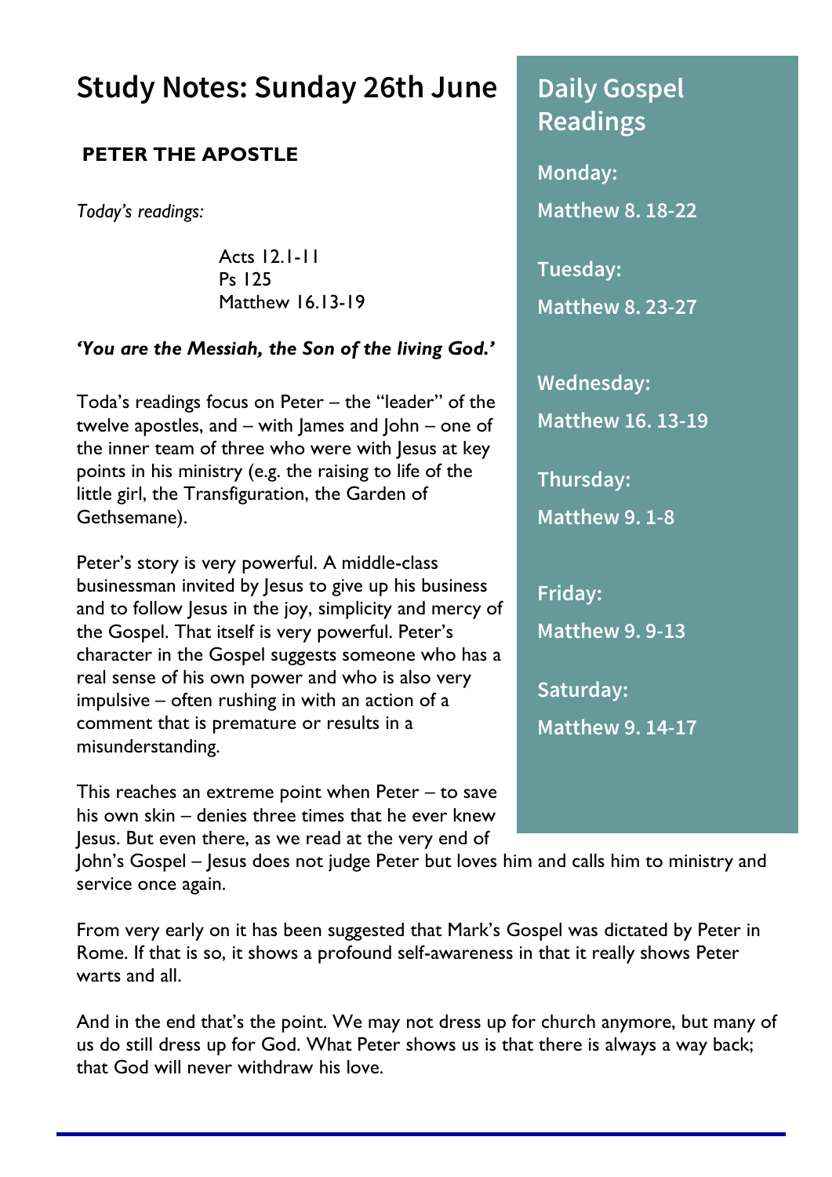# Study Notes: Sunday 26th June

## PETER THE APOSTLE

*Today's readings:*

Acts 12.1-11
Ps 125
Matthew 16.13-19

***'You are the Messiah, the Son of the living God.'***

Toda's readings focus on Peter – the "leader" of the twelve apostles, and – with James and John – one of the inner team of three who were with Jesus at key points in his ministry (e.g. the raising to life of the little girl, the Transfiguration, the Garden of Gethsemane).

Peter's story is very powerful. A middle-class businessman invited by Jesus to give up his business and to follow Jesus in the joy, simplicity and mercy of the Gospel. That itself is very powerful. Peter's character in the Gospel suggests someone who has a real sense of his own power and who is also very impulsive – often rushing in with an action of a comment that is premature or results in a misunderstanding.

This reaches an extreme point when Peter – to save his own skin – denies three times that he ever knew Jesus. But even there, as we read at the very end of John's Gospel – Jesus does not judge Peter but loves him and calls him to ministry and service once again.

From very early on it has been suggested that Mark's Gospel was dictated by Peter in Rome. If that is so, it shows a profound self-awareness in that it really shows Peter warts and all.

And in the end that's the point. We may not dress up for church anymore, but many of us do still dress up for God. What Peter shows us is that there is always a way back; that God will never withdraw his love.

## Daily Gospel Readings

**Monday:**
**Matthew 8. 18-22**

**Tuesday:**
**Matthew 8. 23-27**

**Wednesday:**
**Matthew 16. 13-19**

**Thursday:**
**Matthew 9. 1-8**

**Friday:**
**Matthew 9. 9-13**

**Saturday:**
**Matthew 9. 14-17**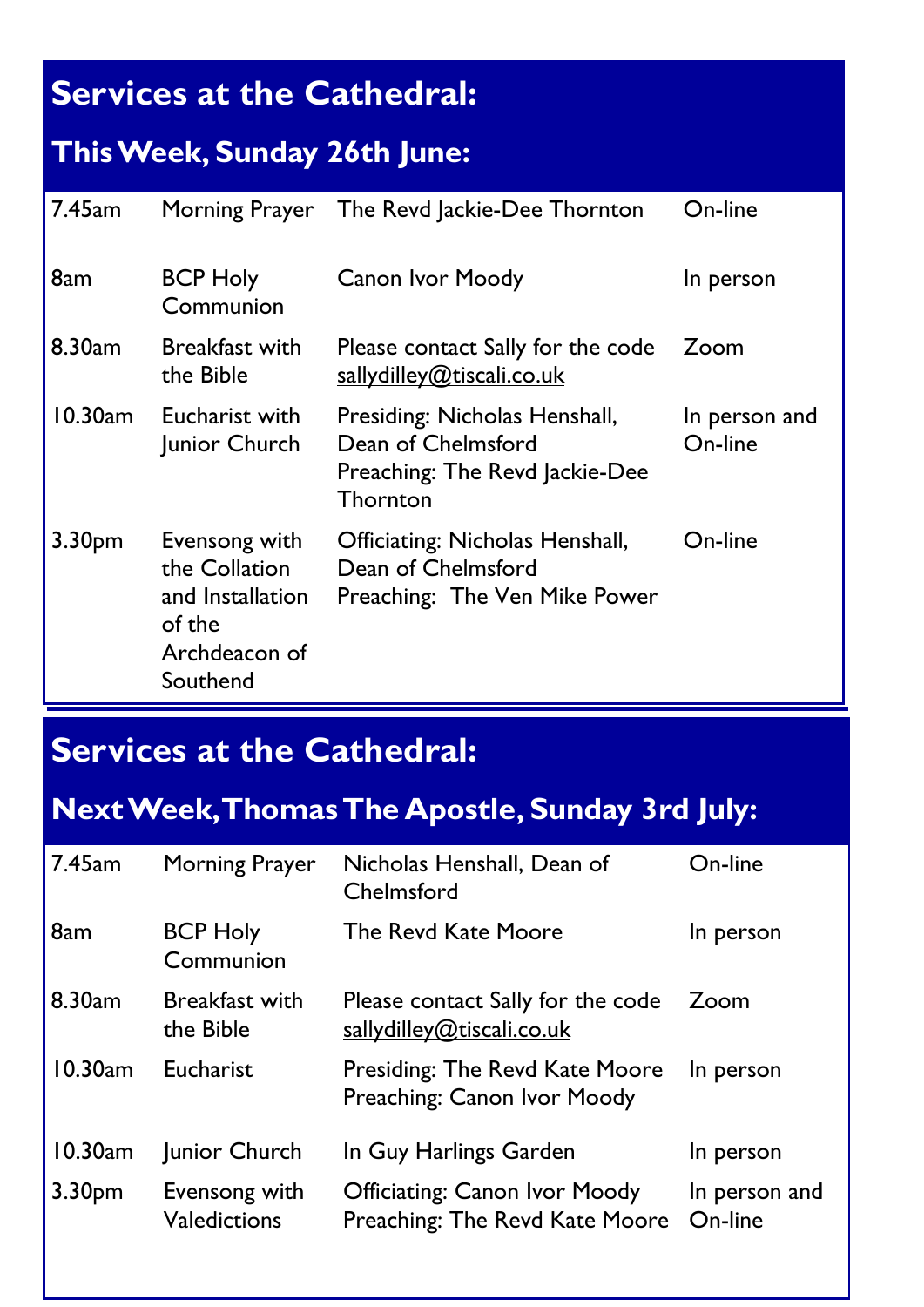## Services at the Cathedral:

### This Week, Sunday 26th June:

| | | | |
|---|---|---|---|
| 7.45am | Morning Prayer | The Revd Jackie-Dee Thornton | On-line |
| 8am | BCP Holy Communion | Canon Ivor Moody | In person |
| 8.30am | Breakfast with the Bible | Please contact Sally for the code sallydilley@tiscali.co.uk | Zoom |
| 10.30am | Eucharist with Junior Church | Presiding: Nicholas Henshall, Dean of Chelmsford<br>Preaching: The Revd Jackie-Dee Thornton | In person and On-line |
| 3.30pm | Evensong with the Collation and Installation of the Archdeacon of Southend | Officiating: Nicholas Henshall, Dean of Chelmsford<br>Preaching: The Ven Mike Power | On-line |

## Services at the Cathedral:

### Next Week, Thomas The Apostle, Sunday 3rd July:

| | | | |
|---|---|---|---|
| 7.45am | Morning Prayer | Nicholas Henshall, Dean of Chelmsford | On-line |
| 8am | BCP Holy Communion | The Revd Kate Moore | In person |
| 8.30am | Breakfast with the Bible | Please contact Sally for the code sallydilley@tiscali.co.uk | Zoom |
| 10.30am | Eucharist | Presiding: The Revd Kate Moore<br>Preaching: Canon Ivor Moody | In person |
| 10.30am | Junior Church | In Guy Harlings Garden | In person |
| 3.30pm | Evensong with Valedictions | Officiating: Canon Ivor Moody<br>Preaching: The Revd Kate Moore | In person and On-line |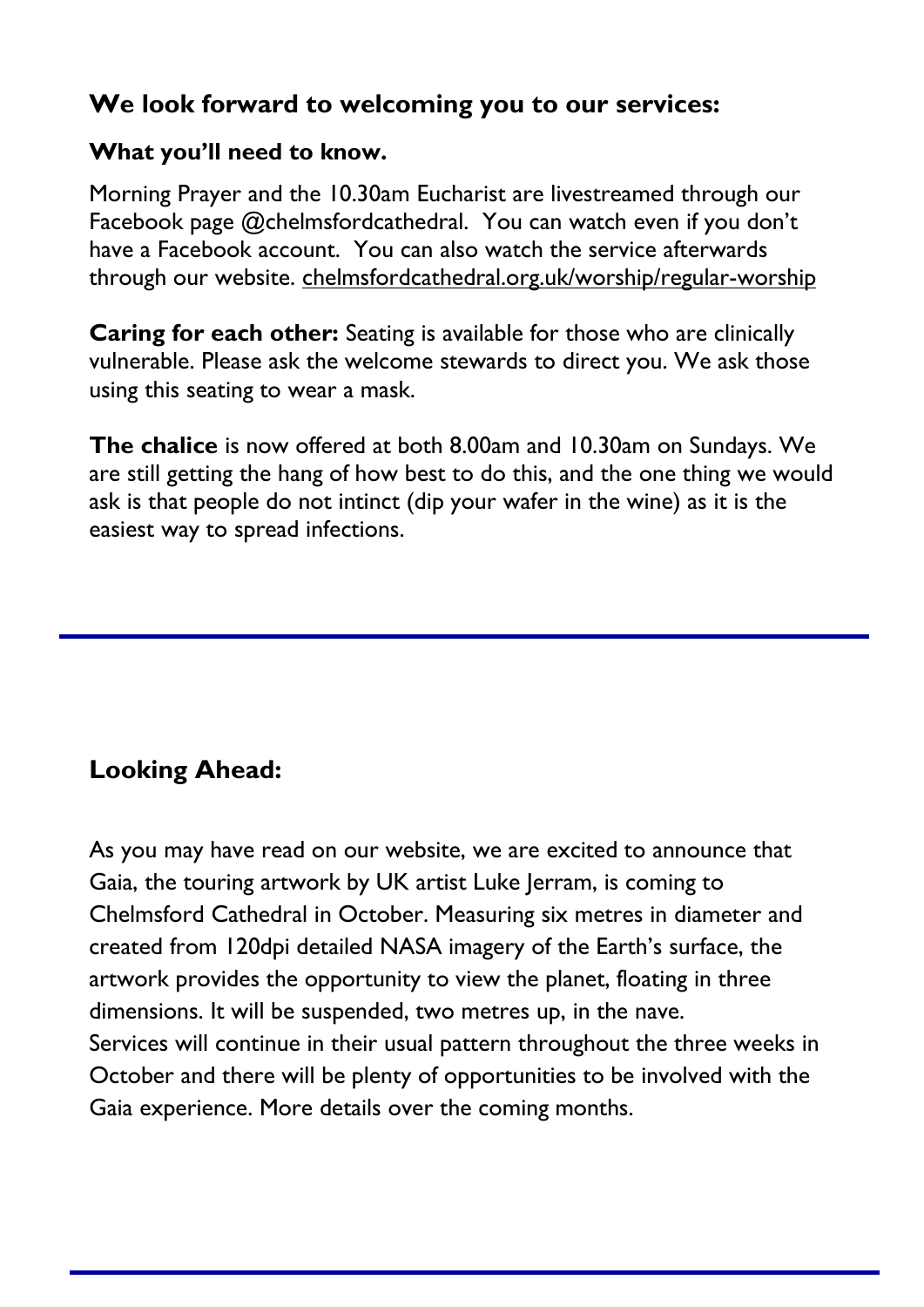## We look forward to welcoming you to our services:

### What you'll need to know.

Morning Prayer and the 10.30am Eucharist are livestreamed through our Facebook page @chelmsfordcathedral. You can watch even if you don't have a Facebook account. You can also watch the service afterwards through our website. chelmsfordcathedral.org.uk/worship/regular-worship

**Caring for each other:** Seating is available for those who are clinically vulnerable. Please ask the welcome stewards to direct you. We ask those using this seating to wear a mask.

**The chalice** is now offered at both 8.00am and 10.30am on Sundays. We are still getting the hang of how best to do this, and the one thing we would ask is that people do not intinct (dip your wafer in the wine) as it is the easiest way to spread infections.

---

## Looking Ahead:

As you may have read on our website, we are excited to announce that Gaia, the touring artwork by UK artist Luke Jerram, is coming to Chelmsford Cathedral in October. Measuring six metres in diameter and created from 120dpi detailed NASA imagery of the Earth's surface, the artwork provides the opportunity to view the planet, floating in three dimensions. It will be suspended, two metres up, in the nave.
Services will continue in their usual pattern throughout the three weeks in October and there will be plenty of opportunities to be involved with the Gaia experience. More details over the coming months.

---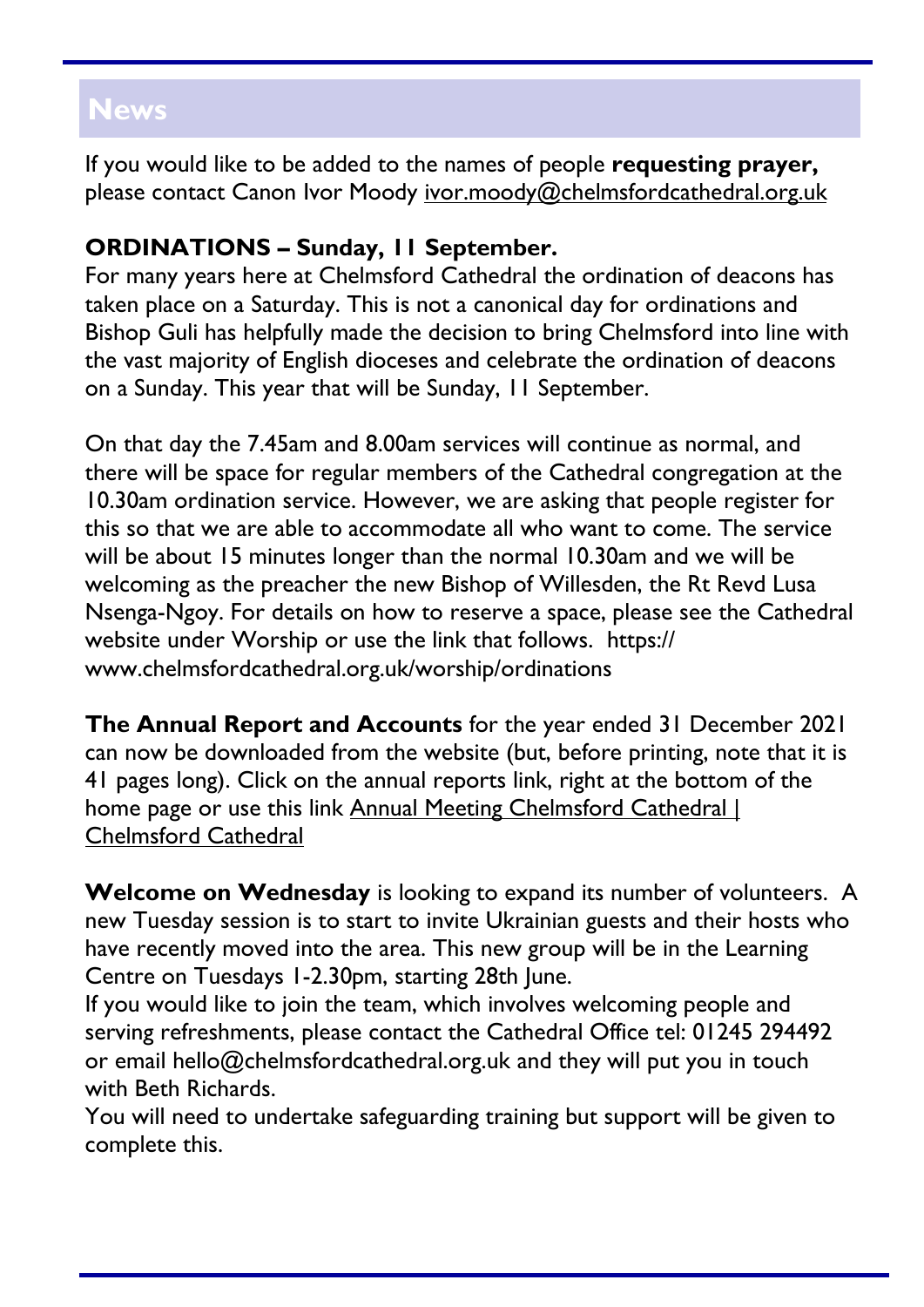## News

If you would like to be added to the names of people **requesting prayer,** please contact Canon Ivor Moody ivor.moody@chelmsfordcathedral.org.uk

**ORDINATIONS – Sunday, 11 September.**

For many years here at Chelmsford Cathedral the ordination of deacons has taken place on a Saturday. This is not a canonical day for ordinations and Bishop Guli has helpfully made the decision to bring Chelmsford into line with the vast majority of English dioceses and celebrate the ordination of deacons on a Sunday. This year that will be Sunday, 11 September.

On that day the 7.45am and 8.00am services will continue as normal, and there will be space for regular members of the Cathedral congregation at the 10.30am ordination service. However, we are asking that people register for this so that we are able to accommodate all who want to come. The service will be about 15 minutes longer than the normal 10.30am and we will be welcoming as the preacher the new Bishop of Willesden, the Rt Revd Lusa Nsenga-Ngoy. For details on how to reserve a space, please see the Cathedral website under Worship or use the link that follows. https://www.chelmsfordcathedral.org.uk/worship/ordinations

**The Annual Report and Accounts** for the year ended 31 December 2021 can now be downloaded from the website (but, before printing, note that it is 41 pages long). Click on the annual reports link, right at the bottom of the home page or use this link Annual Meeting Chelmsford Cathedral | Chelmsford Cathedral

**Welcome on Wednesday** is looking to expand its number of volunteers. A new Tuesday session is to start to invite Ukrainian guests and their hosts who have recently moved into the area. This new group will be in the Learning Centre on Tuesdays 1-2.30pm, starting 28th June.

If you would like to join the team, which involves welcoming people and serving refreshments, please contact the Cathedral Office tel: 01245 294492 or email hello@chelmsfordcathedral.org.uk and they will put you in touch with Beth Richards.

You will need to undertake safeguarding training but support will be given to complete this.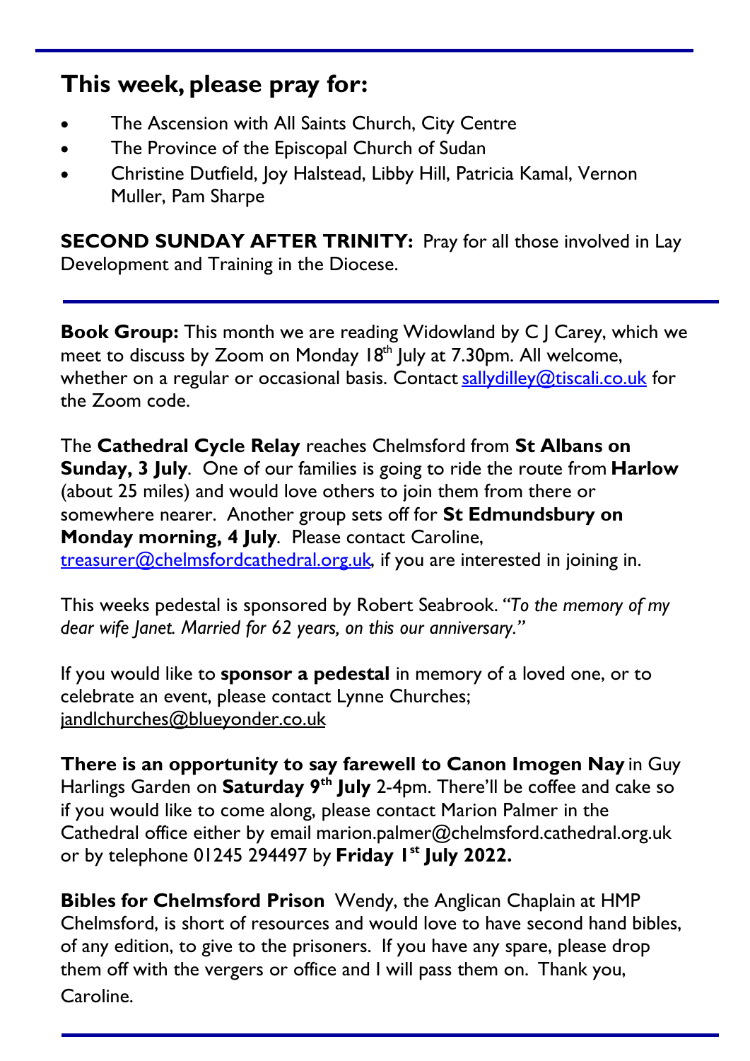## This week, please pray for:

- The Ascension with All Saints Church, City Centre
- The Province of the Episcopal Church of Sudan
- Christine Dutfield, Joy Halstead, Libby Hill, Patricia Kamal, Vernon Muller, Pam Sharpe

**SECOND SUNDAY AFTER TRINITY:** Pray for all those involved in Lay Development and Training in the Diocese.

---

**Book Group:** This month we are reading Widowland by C J Carey, which we meet to discuss by Zoom on Monday 18th July at 7.30pm. All welcome, whether on a regular or occasional basis. Contact sallydilley@tiscali.co.uk for the Zoom code.

The **Cathedral Cycle Relay** reaches Chelmsford from **St Albans on Sunday, 3 July**. One of our families is going to ride the route from **Harlow** (about 25 miles) and would love others to join them from there or somewhere nearer. Another group sets off for **St Edmundsbury on Monday morning, 4 July**. Please contact Caroline, treasurer@chelmsfordcathedral.org.uk, if you are interested in joining in.

This weeks pedestal is sponsored by Robert Seabrook. *"To the memory of my dear wife Janet. Married for 62 years, on this our anniversary."*

If you would like to **sponsor a pedestal** in memory of a loved one, or to celebrate an event, please contact Lynne Churches; jandlchurches@blueyonder.co.uk

**There is an opportunity to say farewell to Canon Imogen Nay** in Guy Harlings Garden on **Saturday 9th July** 2-4pm. There'll be coffee and cake so if you would like to come along, please contact Marion Palmer in the Cathedral office either by email marion.palmer@chelmsford.cathedral.org.uk or by telephone 01245 294497 by **Friday 1st July 2022.**

**Bibles for Chelmsford Prison** Wendy, the Anglican Chaplain at HMP Chelmsford, is short of resources and would love to have second hand bibles, of any edition, to give to the prisoners. If you have any spare, please drop them off with the vergers or office and I will pass them on. Thank you, Caroline.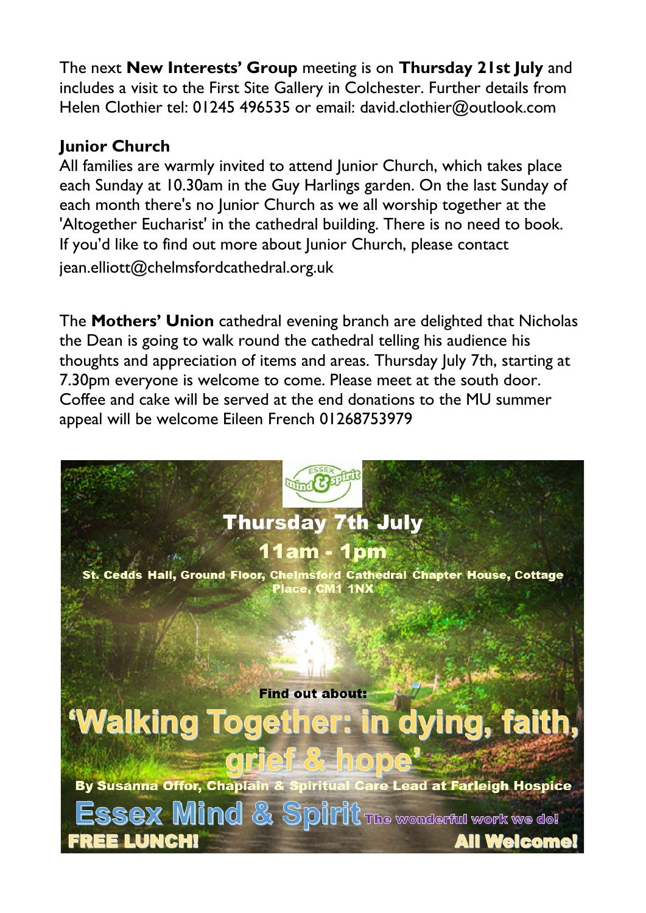The next **New Interests' Group** meeting is on **Thursday 21st July** and includes a visit to the First Site Gallery in Colchester. Further details from Helen Clothier tel: 01245 496535 or email: david.clothier@outlook.com

**Junior Church**

All families are warmly invited to attend Junior Church, which takes place each Sunday at 10.30am in the Guy Harlings garden. On the last Sunday of each month there's no Junior Church as we all worship together at the 'Altogether Eucharist' in the cathedral building. There is no need to book. If you'd like to find out more about Junior Church, please contact jean.elliott@chelmsfordcathedral.org.uk

The **Mothers' Union** cathedral evening branch are delighted that Nicholas the Dean is going to walk round the cathedral telling his audience his thoughts and appreciation of items and areas. Thursday July 7th, starting at 7.30pm everyone is welcome to come. Please meet at the south door. Coffee and cake will be served at the end donations to the MU summer appeal will be welcome Eileen French 01268753979

Essex mind & spirit

**Thursday 7th July**

**11am - 1pm**

**St. Cedds Hall, Ground Floor, Chelmsford Cathedral Chapter House, Cottage Place, CM1 1NX**

**Find out about:**

**'Walking Together: in dying, faith, grief & hope'**

**By Susanna Offor, Chaplain & Spiritual Care Lead at Farleigh Hospice**

**Essex Mind & Spirit** The wonderful work we do!

**FREE LUNCH!** **All Welcome!**